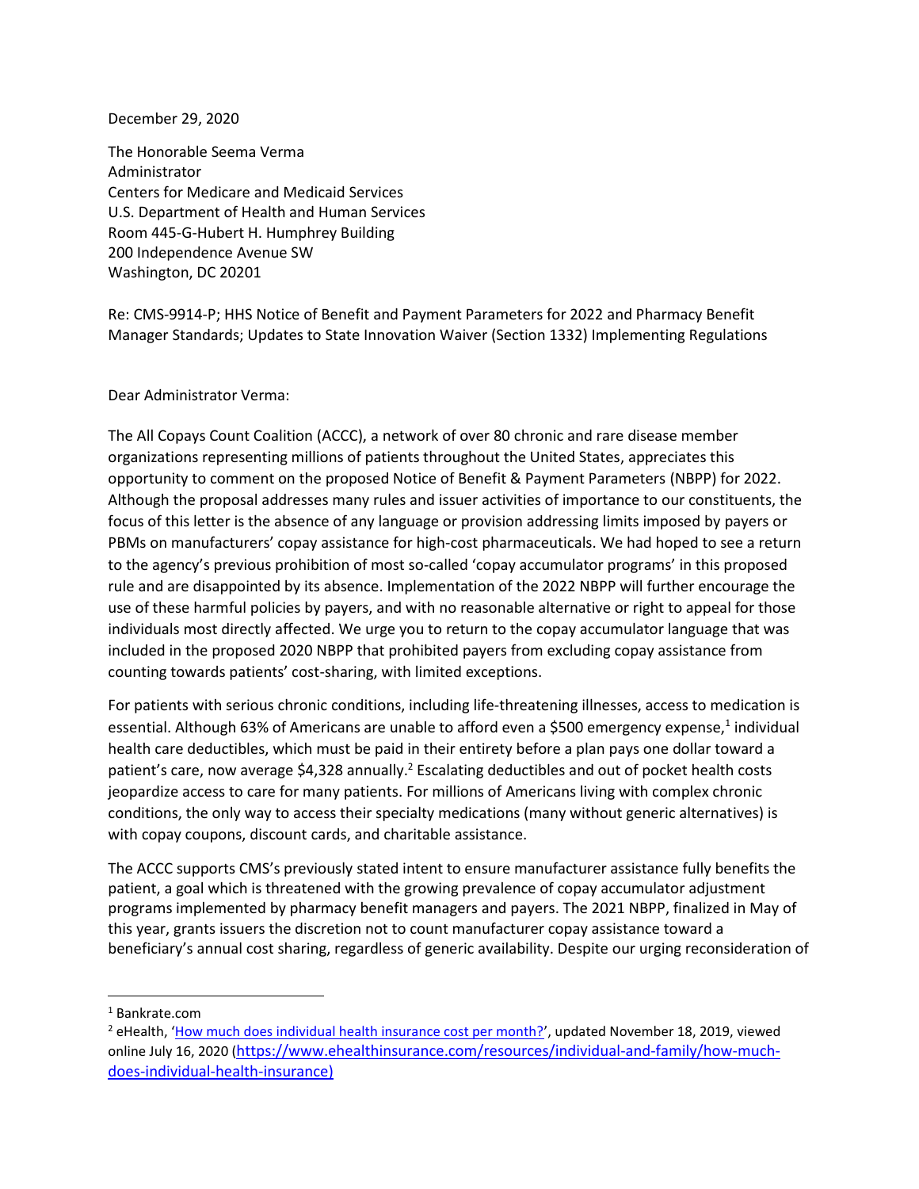December 29, 2020

The Honorable Seema Verma
Administrator
Centers for Medicare and Medicaid Services
U.S. Department of Health and Human Services
Room 445-G-Hubert H. Humphrey Building
200 Independence Avenue SW
Washington, DC 20201

Re: CMS-9914-P; HHS Notice of Benefit and Payment Parameters for 2022 and Pharmacy Benefit Manager Standards; Updates to State Innovation Waiver (Section 1332) Implementing Regulations

Dear Administrator Verma:

The All Copays Count Coalition (ACCC), a network of over 80 chronic and rare disease member organizations representing millions of patients throughout the United States, appreciates this opportunity to comment on the proposed Notice of Benefit & Payment Parameters (NBPP) for 2022. Although the proposal addresses many rules and issuer activities of importance to our constituents, the focus of this letter is the absence of any language or provision addressing limits imposed by payers or PBMs on manufacturers' copay assistance for high-cost pharmaceuticals. We had hoped to see a return to the agency's previous prohibition of most so-called 'copay accumulator programs' in this proposed rule and are disappointed by its absence. Implementation of the 2022 NBPP will further encourage the use of these harmful policies by payers, and with no reasonable alternative or right to appeal for those individuals most directly affected. We urge you to return to the copay accumulator language that was included in the proposed 2020 NBPP that prohibited payers from excluding copay assistance from counting towards patients' cost-sharing, with limited exceptions.

For patients with serious chronic conditions, including life-threatening illnesses, access to medication is essential. Although 63% of Americans are unable to afford even a $500 emergency expense,[1] individual health care deductibles, which must be paid in their entirety before a plan pays one dollar toward a patient's care, now average $4,328 annually.[2] Escalating deductibles and out of pocket health costs jeopardize access to care for many patients. For millions of Americans living with complex chronic conditions, the only way to access their specialty medications (many without generic alternatives) is with copay coupons, discount cards, and charitable assistance.

The ACCC supports CMS's previously stated intent to ensure manufacturer assistance fully benefits the patient, a goal which is threatened with the growing prevalence of copay accumulator adjustment programs implemented by pharmacy benefit managers and payers. The 2021 NBPP, finalized in May of this year, grants issuers the discretion not to count manufacturer copay assistance toward a beneficiary's annual cost sharing, regardless of generic availability. Despite our urging reconsideration of

---

[1] Bankrate.com

[2] eHealth, '[How much does individual health insurance cost per month?](https://www.ehealthinsurance.com/resources/individual-and-family/how-much-does-individual-health-insurance)', updated November 18, 2019, viewed online July 16, 2020 ([https://www.ehealthinsurance.com/resources/individual-and-family/how-much-does-individual-health-insurance)](https://www.ehealthinsurance.com/resources/individual-and-family/how-much-does-individual-health-insurance)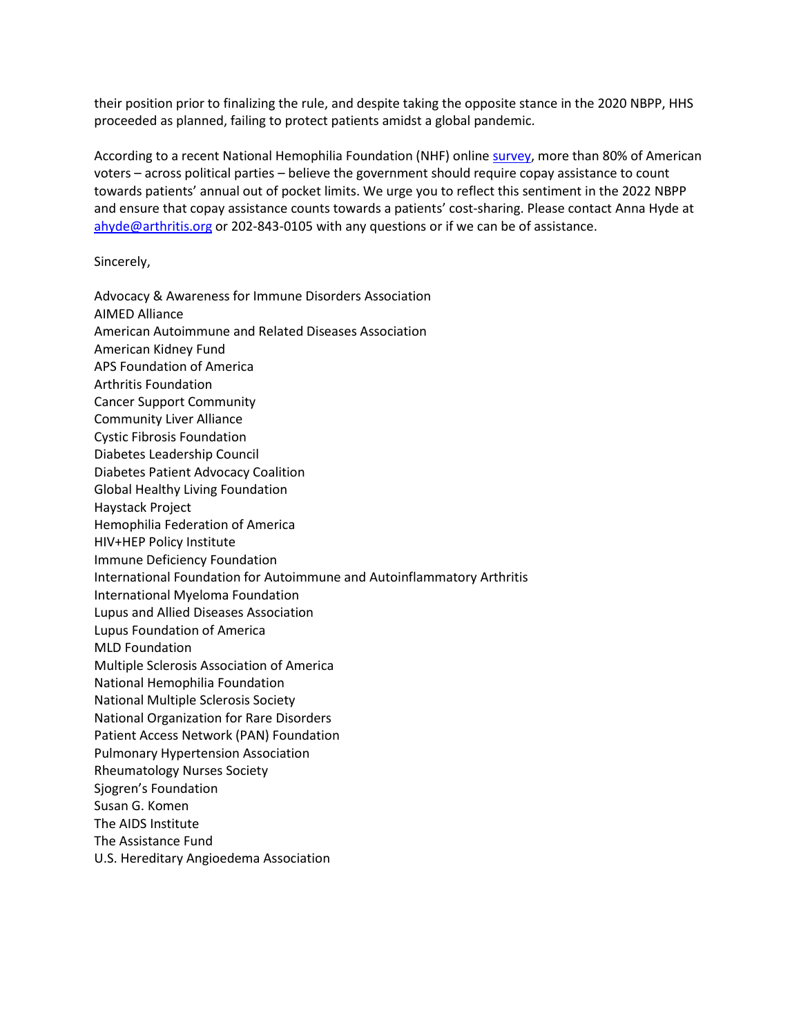their position prior to finalizing the rule, and despite taking the opposite stance in the 2020 NBPP, HHS proceeded as planned, failing to protect patients amidst a global pandemic.

According to a recent National Hemophilia Foundation (NHF) online survey, more than 80% of American voters – across political parties – believe the government should require copay assistance to count towards patients' annual out of pocket limits. We urge you to reflect this sentiment in the 2022 NBPP and ensure that copay assistance counts towards a patients' cost-sharing. Please contact Anna Hyde at ahyde@arthritis.org or 202-843-0105 with any questions or if we can be of assistance.

Sincerely,

Advocacy & Awareness for Immune Disorders Association
AIMED Alliance
American Autoimmune and Related Diseases Association
American Kidney Fund
APS Foundation of America
Arthritis Foundation
Cancer Support Community
Community Liver Alliance
Cystic Fibrosis Foundation
Diabetes Leadership Council
Diabetes Patient Advocacy Coalition
Global Healthy Living Foundation
Haystack Project
Hemophilia Federation of America
HIV+HEP Policy Institute
Immune Deficiency Foundation
International Foundation for Autoimmune and Autoinflammatory Arthritis
International Myeloma Foundation
Lupus and Allied Diseases Association
Lupus Foundation of America
MLD Foundation
Multiple Sclerosis Association of America
National Hemophilia Foundation
National Multiple Sclerosis Society
National Organization for Rare Disorders
Patient Access Network (PAN) Foundation
Pulmonary Hypertension Association
Rheumatology Nurses Society
Sjogren's Foundation
Susan G. Komen
The AIDS Institute
The Assistance Fund
U.S. Hereditary Angioedema Association